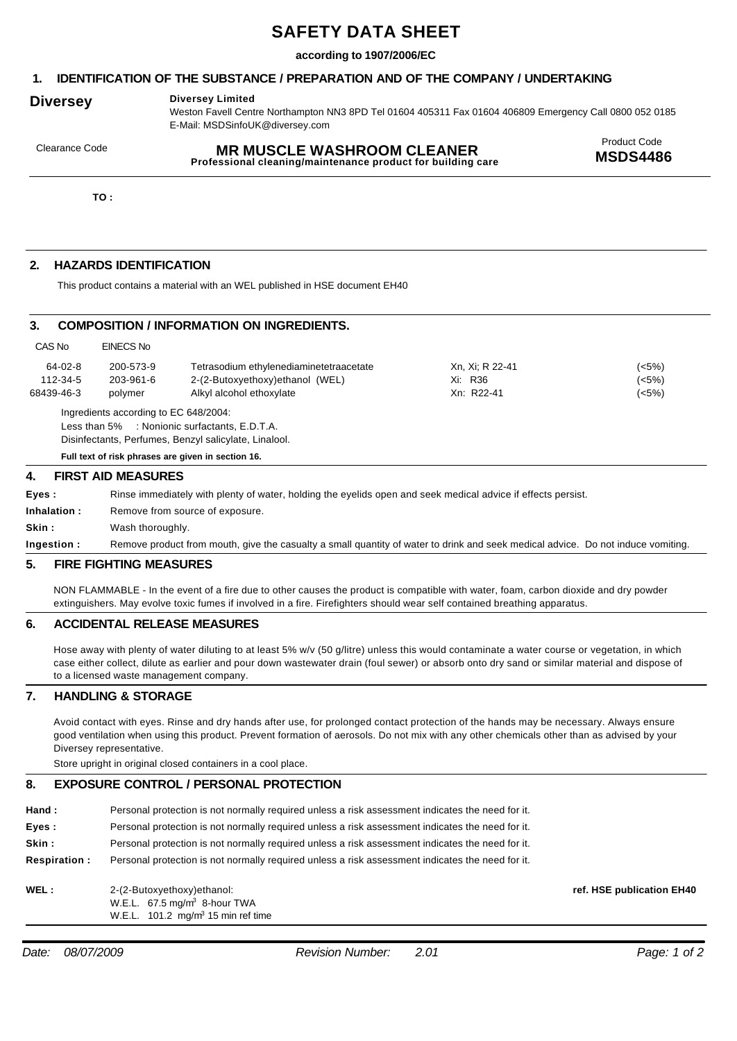# SAFETY DATA SHEET

**according to 1907/2006/EC**

## 1. IDENTIFICATION OF THE SUBSTANCE / PREPARATION AND OF THE COMPANY / UNDERTAKING

**Diversey**

**Diversey Limited**
Weston Favell Centre Northampton NN3 8PD Tel 01604 405311 Fax 01604 406809 Emergency Call 0800 052 0185
E-Mail: MSDSinfoUK@diversey.com

Clearance Code

**MR MUSCLE WASHROOM CLEANER**
**Professional cleaning/maintenance product for building care**

Product Code
**MSDS4486**

**TO :**

## 2. HAZARDS IDENTIFICATION

This product contains a material with an WEL published in HSE document EH40

## 3. COMPOSITION / INFORMATION ON INGREDIENTS.

| CAS No | EINECS No | | | |
|---|---|---|---|---|
| 64-02-8 | 200-573-9 | Tetrasodium ethylenediaminetetraacetate | Xn, Xi; R 22-41 | (<5%) |
| 112-34-5 | 203-961-6 | 2-(2-Butoxyethoxy)ethanol (WEL) | Xi: R36 | (<5%) |
| 68439-46-3 | polymer | Alkyl alcohol ethoxylate | Xn: R22-41 | (<5%) |

Ingredients according to EC 648/2004:
Less than 5% : Nonionic surfactants, E.D.T.A.
Disinfectants, Perfumes, Benzyl salicylate, Linalool.

**Full text of risk phrases are given in section 16.**

## 4. FIRST AID MEASURES

**Eyes :** Rinse immediately with plenty of water, holding the eyelids open and seek medical advice if effects persist.

**Inhalation :** Remove from source of exposure.

**Skin :** Wash thoroughly.

**Ingestion :** Remove product from mouth, give the casualty a small quantity of water to drink and seek medical advice. Do not induce vomiting.

## 5. FIRE FIGHTING MEASURES

NON FLAMMABLE - In the event of a fire due to other causes the product is compatible with water, foam, carbon dioxide and dry powder extinguishers. May evolve toxic fumes if involved in a fire. Firefighters should wear self contained breathing apparatus.

## 6. ACCIDENTAL RELEASE MEASURES

Hose away with plenty of water diluting to at least 5% w/v (50 g/litre) unless this would contaminate a water course or vegetation, in which case either collect, dilute as earlier and pour down wastewater drain (foul sewer) or absorb onto dry sand or similar material and dispose of to a licensed waste management company.

## 7. HANDLING & STORAGE

Avoid contact with eyes. Rinse and dry hands after use, for prolonged contact protection of the hands may be necessary. Always ensure good ventilation when using this product. Prevent formation of aerosols. Do not mix with any other chemicals other than as advised by your Diversey representative.

Store upright in original closed containers in a cool place.

## 8. EXPOSURE CONTROL / PERSONAL PROTECTION

**Hand :** Personal protection is not normally required unless a risk assessment indicates the need for it.

**Eyes :** Personal protection is not normally required unless a risk assessment indicates the need for it.

**Skin :** Personal protection is not normally required unless a risk assessment indicates the need for it.

**Respiration :** Personal protection is not normally required unless a risk assessment indicates the need for it.

**WEL :** 2-(2-Butoxyethoxy)ethanol: **ref. HSE publication EH40**
W.E.L. 67.5 mg/m$^3$ 8-hour TWA
W.E.L. 101.2 mg/m$^3$ 15 min ref time

*Date: 08/07/2009* *Revision Number: 2.01*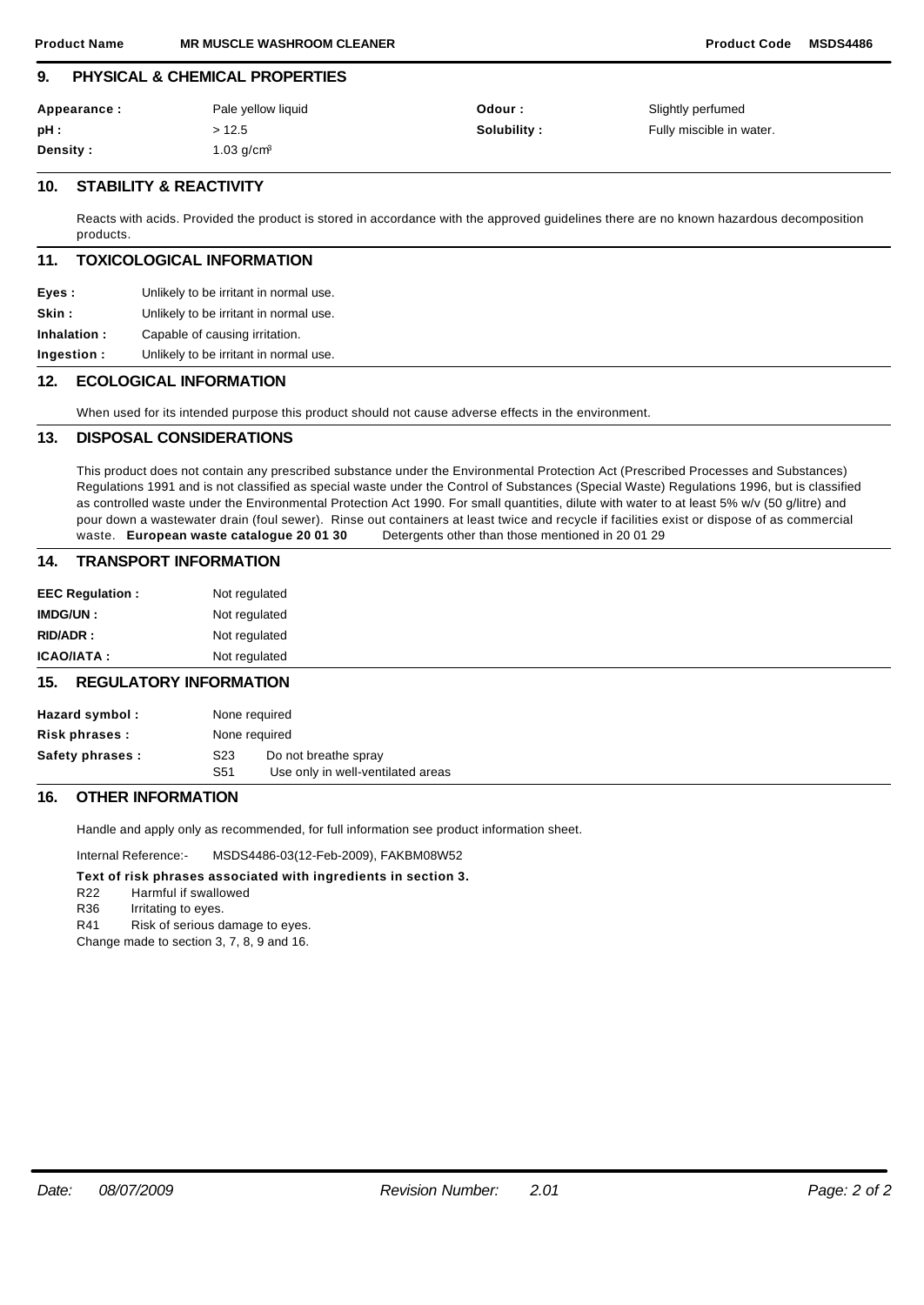## 9. PHYSICAL & CHEMICAL PROPERTIES

| | | | |
|---|---|---|---|
| **Appearance :** | Pale yellow liquid | **Odour :** | Slightly perfumed |
| **pH :** | > 12.5 | **Solubility :** | Fully miscible in water. |
| **Density :** | 1.03 g/cm³ | | |

## 10. STABILITY & REACTIVITY

Reacts with acids. Provided the product is stored in accordance with the approved guidelines there are no known hazardous decomposition products.

## 11. TOXICOLOGICAL INFORMATION

| | |
|---|---|
| **Eyes :** | Unlikely to be irritant in normal use. |
| **Skin :** | Unlikely to be irritant in normal use. |
| **Inhalation :** | Capable of causing irritation. |
| **Ingestion :** | Unlikely to be irritant in normal use. |

## 12. ECOLOGICAL INFORMATION

When used for its intended purpose this product should not cause adverse effects in the environment.

## 13. DISPOSAL CONSIDERATIONS

This product does not contain any prescribed substance under the Environmental Protection Act (Prescribed Processes and Substances) Regulations 1991 and is not classified as special waste under the Control of Substances (Special Waste) Regulations 1996, but is classified as controlled waste under the Environmental Protection Act 1990. For small quantities, dilute with water to at least 5% w/v (50 g/litre) and pour down a wastewater drain (foul sewer). Rinse out containers at least twice and recycle if facilities exist or dispose of as commercial waste. **European waste catalogue 20 01 30** Detergents other than those mentioned in 20 01 29

## 14. TRANSPORT INFORMATION

| | |
|---|---|
| **EEC Regulation :** | Not regulated |
| **IMDG/UN :** | Not regulated |
| **RID/ADR :** | Not regulated |
| **ICAO/IATA :** | Not regulated |

## 15. REGULATORY INFORMATION

| | | |
|---|---|---|
| **Hazard symbol :** | None required | |
| **Risk phrases :** | None required | |
| **Safety phrases :** | S23 | Do not breathe spray |
| | S51 | Use only in well-ventilated areas |

## 16. OTHER INFORMATION

Handle and apply only as recommended, for full information see product information sheet.

Internal Reference:- MSDS4486-03(12-Feb-2009), FAKBM08W52

**Text of risk phrases associated with ingredients in section 3.**

R22 Harmful if swallowed
R36 Irritating to eyes.
R41 Risk of serious damage to eyes.
Change made to section 3, 7, 8, 9 and 16.

*Date: 08/07/2009* *Revision Number: 2.01*